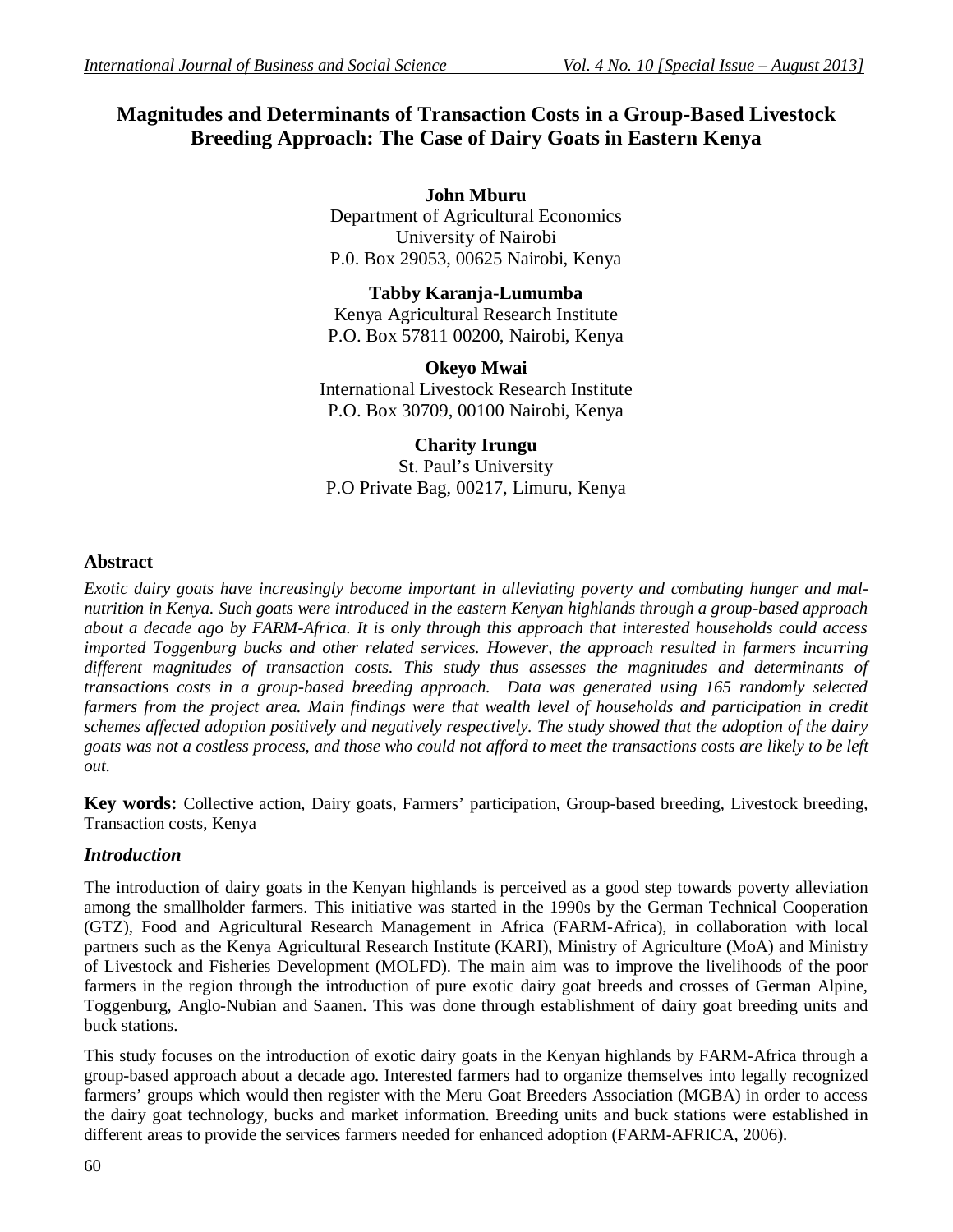# Magnitudes and Determinants of Transaction Costs in a Group-Based Livestock Breeding Approach: The Case of Dairy Goats in Eastern Kenya

**John Mburu**
Department of Agricultural Economics
University of Nairobi
P.0. Box 29053, 00625 Nairobi, Kenya

**Tabby Karanja-Lumumba**
Kenya Agricultural Research Institute
P.O. Box 57811 00200, Nairobi, Kenya

**Okeyo Mwai**
International Livestock Research Institute
P.O. Box 30709, 00100 Nairobi, Kenya

**Charity Irungu**
St. Paul's University
P.O Private Bag, 00217, Limuru, Kenya

## Abstract

*Exotic dairy goats have increasingly become important in alleviating poverty and combating hunger and malnutrition in Kenya. Such goats were introduced in the eastern Kenyan highlands through a group-based approach about a decade ago by FARM-Africa. It is only through this approach that interested households could access imported Toggenburg bucks and other related services. However, the approach resulted in farmers incurring different magnitudes of transaction costs. This study thus assesses the magnitudes and determinants of transactions costs in a group-based breeding approach. Data was generated using 165 randomly selected farmers from the project area. Main findings were that wealth level of households and participation in credit schemes affected adoption positively and negatively respectively. The study showed that the adoption of the dairy goats was not a costless process, and those who could not afford to meet the transactions costs are likely to be left out.*

**Key words:** Collective action, Dairy goats, Farmers' participation, Group-based breeding, Livestock breeding, Transaction costs, Kenya

## *Introduction*

The introduction of dairy goats in the Kenyan highlands is perceived as a good step towards poverty alleviation among the smallholder farmers. This initiative was started in the 1990s by the German Technical Cooperation (GTZ), Food and Agricultural Research Management in Africa (FARM-Africa), in collaboration with local partners such as the Kenya Agricultural Research Institute (KARI), Ministry of Agriculture (MoA) and Ministry of Livestock and Fisheries Development (MOLFD). The main aim was to improve the livelihoods of the poor farmers in the region through the introduction of pure exotic dairy goat breeds and crosses of German Alpine, Toggenburg, Anglo-Nubian and Saanen. This was done through establishment of dairy goat breeding units and buck stations.

This study focuses on the introduction of exotic dairy goats in the Kenyan highlands by FARM-Africa through a group-based approach about a decade ago. Interested farmers had to organize themselves into legally recognized farmers' groups which would then register with the Meru Goat Breeders Association (MGBA) in order to access the dairy goat technology, bucks and market information. Breeding units and buck stations were established in different areas to provide the services farmers needed for enhanced adoption (FARM-AFRICA, 2006).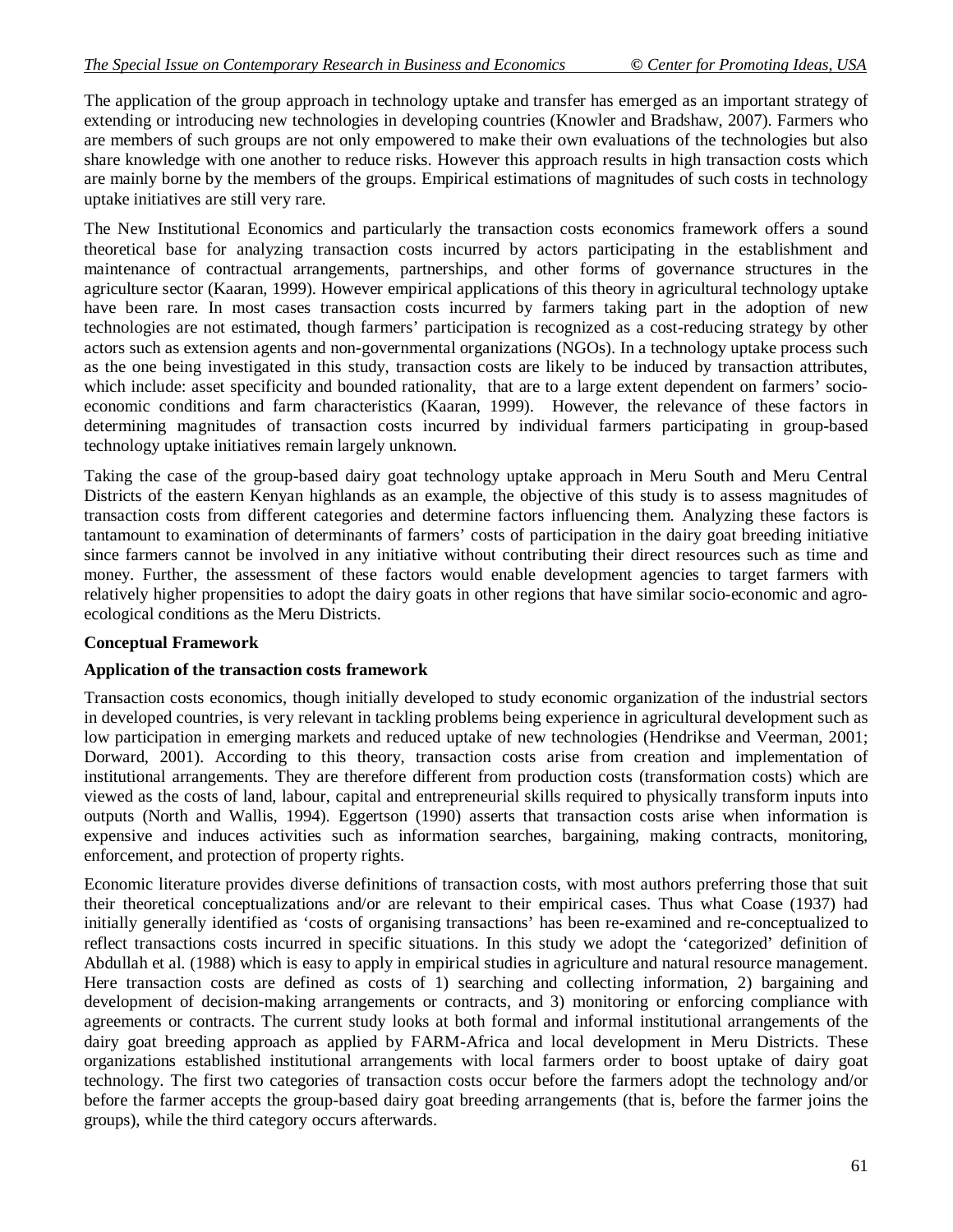The application of the group approach in technology uptake and transfer has emerged as an important strategy of extending or introducing new technologies in developing countries (Knowler and Bradshaw, 2007). Farmers who are members of such groups are not only empowered to make their own evaluations of the technologies but also share knowledge with one another to reduce risks. However this approach results in high transaction costs which are mainly borne by the members of the groups. Empirical estimations of magnitudes of such costs in technology uptake initiatives are still very rare.

The New Institutional Economics and particularly the transaction costs economics framework offers a sound theoretical base for analyzing transaction costs incurred by actors participating in the establishment and maintenance of contractual arrangements, partnerships, and other forms of governance structures in the agriculture sector (Kaaran, 1999). However empirical applications of this theory in agricultural technology uptake have been rare. In most cases transaction costs incurred by farmers taking part in the adoption of new technologies are not estimated, though farmers' participation is recognized as a cost-reducing strategy by other actors such as extension agents and non-governmental organizations (NGOs). In a technology uptake process such as the one being investigated in this study, transaction costs are likely to be induced by transaction attributes, which include: asset specificity and bounded rationality, that are to a large extent dependent on farmers' socio-economic conditions and farm characteristics (Kaaran, 1999). However, the relevance of these factors in determining magnitudes of transaction costs incurred by individual farmers participating in group-based technology uptake initiatives remain largely unknown.

Taking the case of the group-based dairy goat technology uptake approach in Meru South and Meru Central Districts of the eastern Kenyan highlands as an example, the objective of this study is to assess magnitudes of transaction costs from different categories and determine factors influencing them. Analyzing these factors is tantamount to examination of determinants of farmers' costs of participation in the dairy goat breeding initiative since farmers cannot be involved in any initiative without contributing their direct resources such as time and money. Further, the assessment of these factors would enable development agencies to target farmers with relatively higher propensities to adopt the dairy goats in other regions that have similar socio-economic and agro-ecological conditions as the Meru Districts.

## Conceptual Framework

### Application of the transaction costs framework

Transaction costs economics, though initially developed to study economic organization of the industrial sectors in developed countries, is very relevant in tackling problems being experience in agricultural development such as low participation in emerging markets and reduced uptake of new technologies (Hendrikse and Veerman, 2001; Dorward, 2001). According to this theory, transaction costs arise from creation and implementation of institutional arrangements. They are therefore different from production costs (transformation costs) which are viewed as the costs of land, labour, capital and entrepreneurial skills required to physically transform inputs into outputs (North and Wallis, 1994). Eggertson (1990) asserts that transaction costs arise when information is expensive and induces activities such as information searches, bargaining, making contracts, monitoring, enforcement, and protection of property rights.

Economic literature provides diverse definitions of transaction costs, with most authors preferring those that suit their theoretical conceptualizations and/or are relevant to their empirical cases. Thus what Coase (1937) had initially generally identified as 'costs of organising transactions' has been re-examined and re-conceptualized to reflect transactions costs incurred in specific situations. In this study we adopt the 'categorized' definition of Abdullah et al. (1988) which is easy to apply in empirical studies in agriculture and natural resource management. Here transaction costs are defined as costs of 1) searching and collecting information, 2) bargaining and development of decision-making arrangements or contracts, and 3) monitoring or enforcing compliance with agreements or contracts. The current study looks at both formal and informal institutional arrangements of the dairy goat breeding approach as applied by FARM-Africa and local development in Meru Districts. These organizations established institutional arrangements with local farmers order to boost uptake of dairy goat technology. The first two categories of transaction costs occur before the farmers adopt the technology and/or before the farmer accepts the group-based dairy goat breeding arrangements (that is, before the farmer joins the groups), while the third category occurs afterwards.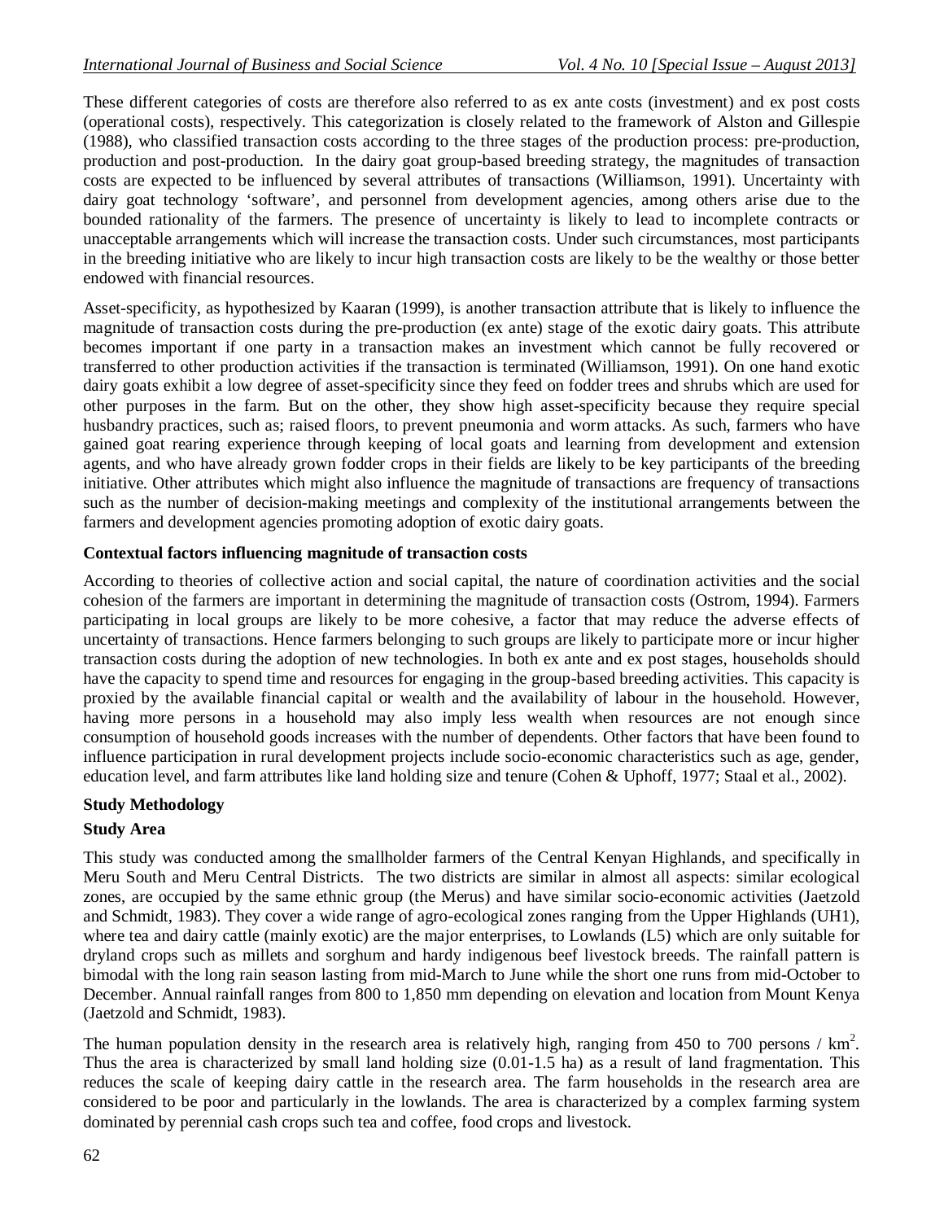These different categories of costs are therefore also referred to as ex ante costs (investment) and ex post costs (operational costs), respectively. This categorization is closely related to the framework of Alston and Gillespie (1988), who classified transaction costs according to the three stages of the production process: pre-production, production and post-production. In the dairy goat group-based breeding strategy, the magnitudes of transaction costs are expected to be influenced by several attributes of transactions (Williamson, 1991). Uncertainty with dairy goat technology 'software', and personnel from development agencies, among others arise due to the bounded rationality of the farmers. The presence of uncertainty is likely to lead to incomplete contracts or unacceptable arrangements which will increase the transaction costs. Under such circumstances, most participants in the breeding initiative who are likely to incur high transaction costs are likely to be the wealthy or those better endowed with financial resources.

Asset-specificity, as hypothesized by Kaaran (1999), is another transaction attribute that is likely to influence the magnitude of transaction costs during the pre-production (ex ante) stage of the exotic dairy goats. This attribute becomes important if one party in a transaction makes an investment which cannot be fully recovered or transferred to other production activities if the transaction is terminated (Williamson, 1991). On one hand exotic dairy goats exhibit a low degree of asset-specificity since they feed on fodder trees and shrubs which are used for other purposes in the farm. But on the other, they show high asset-specificity because they require special husbandry practices, such as; raised floors, to prevent pneumonia and worm attacks. As such, farmers who have gained goat rearing experience through keeping of local goats and learning from development and extension agents, and who have already grown fodder crops in their fields are likely to be key participants of the breeding initiative. Other attributes which might also influence the magnitude of transactions are frequency of transactions such as the number of decision-making meetings and complexity of the institutional arrangements between the farmers and development agencies promoting adoption of exotic dairy goats.

**Contextual factors influencing magnitude of transaction costs**

According to theories of collective action and social capital, the nature of coordination activities and the social cohesion of the farmers are important in determining the magnitude of transaction costs (Ostrom, 1994). Farmers participating in local groups are likely to be more cohesive, a factor that may reduce the adverse effects of uncertainty of transactions. Hence farmers belonging to such groups are likely to participate more or incur higher transaction costs during the adoption of new technologies. In both ex ante and ex post stages, households should have the capacity to spend time and resources for engaging in the group-based breeding activities. This capacity is proxied by the available financial capital or wealth and the availability of labour in the household. However, having more persons in a household may also imply less wealth when resources are not enough since consumption of household goods increases with the number of dependents. Other factors that have been found to influence participation in rural development projects include socio-economic characteristics such as age, gender, education level, and farm attributes like land holding size and tenure (Cohen & Uphoff, 1977; Staal et al., 2002).

## Study Methodology

### Study Area

This study was conducted among the smallholder farmers of the Central Kenyan Highlands, and specifically in Meru South and Meru Central Districts. The two districts are similar in almost all aspects: similar ecological zones, are occupied by the same ethnic group (the Merus) and have similar socio-economic activities (Jaetzold and Schmidt, 1983). They cover a wide range of agro-ecological zones ranging from the Upper Highlands (UH1), where tea and dairy cattle (mainly exotic) are the major enterprises, to Lowlands (L5) which are only suitable for dryland crops such as millets and sorghum and hardy indigenous beef livestock breeds. The rainfall pattern is bimodal with the long rain season lasting from mid-March to June while the short one runs from mid-October to December. Annual rainfall ranges from 800 to 1,850 mm depending on elevation and location from Mount Kenya (Jaetzold and Schmidt, 1983).

The human population density in the research area is relatively high, ranging from 450 to 700 persons / km$^2$. Thus the area is characterized by small land holding size (0.01-1.5 ha) as a result of land fragmentation. This reduces the scale of keeping dairy cattle in the research area. The farm households in the research area are considered to be poor and particularly in the lowlands. The area is characterized by a complex farming system dominated by perennial cash crops such tea and coffee, food crops and livestock.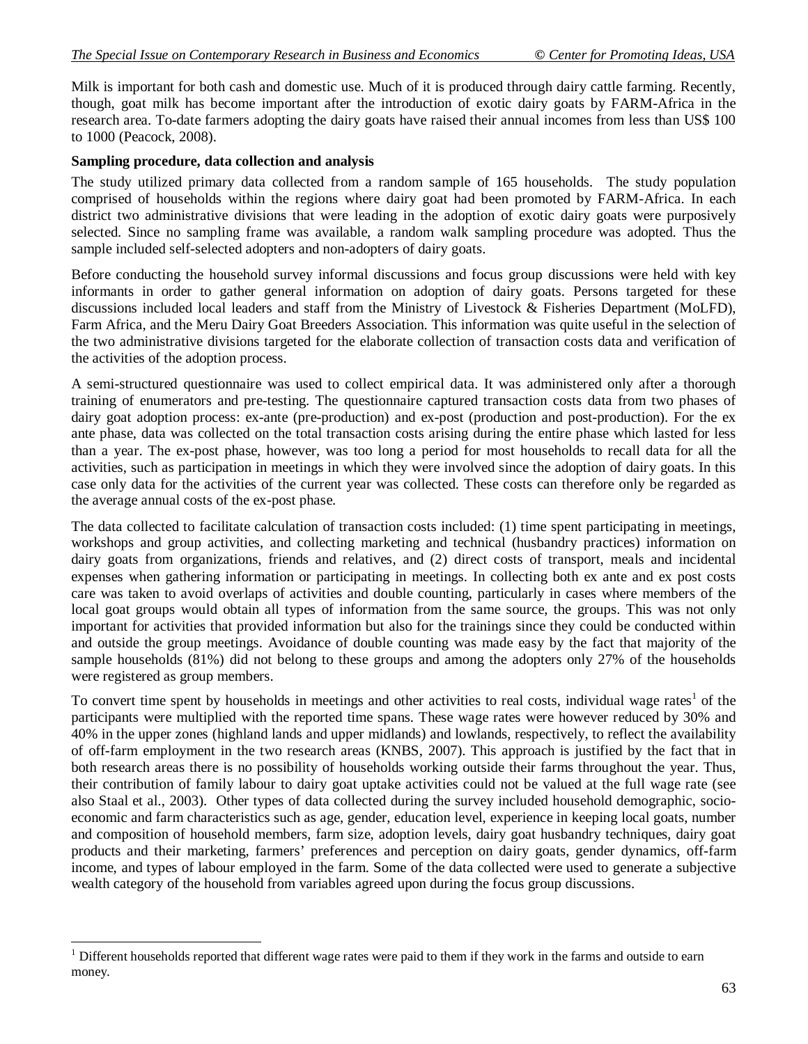Milk is important for both cash and domestic use. Much of it is produced through dairy cattle farming. Recently, though, goat milk has become important after the introduction of exotic dairy goats by FARM-Africa in the research area. To-date farmers adopting the dairy goats have raised their annual incomes from less than US$ 100 to 1000 (Peacock, 2008).

**Sampling procedure, data collection and analysis**

The study utilized primary data collected from a random sample of 165 households. The study population comprised of households within the regions where dairy goat had been promoted by FARM-Africa. In each district two administrative divisions that were leading in the adoption of exotic dairy goats were purposively selected. Since no sampling frame was available, a random walk sampling procedure was adopted. Thus the sample included self-selected adopters and non-adopters of dairy goats.

Before conducting the household survey informal discussions and focus group discussions were held with key informants in order to gather general information on adoption of dairy goats. Persons targeted for these discussions included local leaders and staff from the Ministry of Livestock & Fisheries Department (MoLFD), Farm Africa, and the Meru Dairy Goat Breeders Association. This information was quite useful in the selection of the two administrative divisions targeted for the elaborate collection of transaction costs data and verification of the activities of the adoption process.

A semi-structured questionnaire was used to collect empirical data. It was administered only after a thorough training of enumerators and pre-testing. The questionnaire captured transaction costs data from two phases of dairy goat adoption process: ex-ante (pre-production) and ex-post (production and post-production). For the ex ante phase, data was collected on the total transaction costs arising during the entire phase which lasted for less than a year. The ex-post phase, however, was too long a period for most households to recall data for all the activities, such as participation in meetings in which they were involved since the adoption of dairy goats. In this case only data for the activities of the current year was collected. These costs can therefore only be regarded as the average annual costs of the ex-post phase.

The data collected to facilitate calculation of transaction costs included: (1) time spent participating in meetings, workshops and group activities, and collecting marketing and technical (husbandry practices) information on dairy goats from organizations, friends and relatives, and (2) direct costs of transport, meals and incidental expenses when gathering information or participating in meetings. In collecting both ex ante and ex post costs care was taken to avoid overlaps of activities and double counting, particularly in cases where members of the local goat groups would obtain all types of information from the same source, the groups. This was not only important for activities that provided information but also for the trainings since they could be conducted within and outside the group meetings. Avoidance of double counting was made easy by the fact that majority of the sample households (81%) did not belong to these groups and among the adopters only 27% of the households were registered as group members.

To convert time spent by households in meetings and other activities to real costs, individual wage rates[1] of the participants were multiplied with the reported time spans. These wage rates were however reduced by 30% and 40% in the upper zones (highland lands and upper midlands) and lowlands, respectively, to reflect the availability of off-farm employment in the two research areas (KNBS, 2007). This approach is justified by the fact that in both research areas there is no possibility of households working outside their farms throughout the year. Thus, their contribution of family labour to dairy goat uptake activities could not be valued at the full wage rate (see also Staal et al., 2003). Other types of data collected during the survey included household demographic, socio-economic and farm characteristics such as age, gender, education level, experience in keeping local goats, number and composition of household members, farm size, adoption levels, dairy goat husbandry techniques, dairy goat products and their marketing, farmers' preferences and perception on dairy goats, gender dynamics, off-farm income, and types of labour employed in the farm. Some of the data collected were used to generate a subjective wealth category of the household from variables agreed upon during the focus group discussions.

[1] Different households reported that different wage rates were paid to them if they work in the farms and outside to earn money.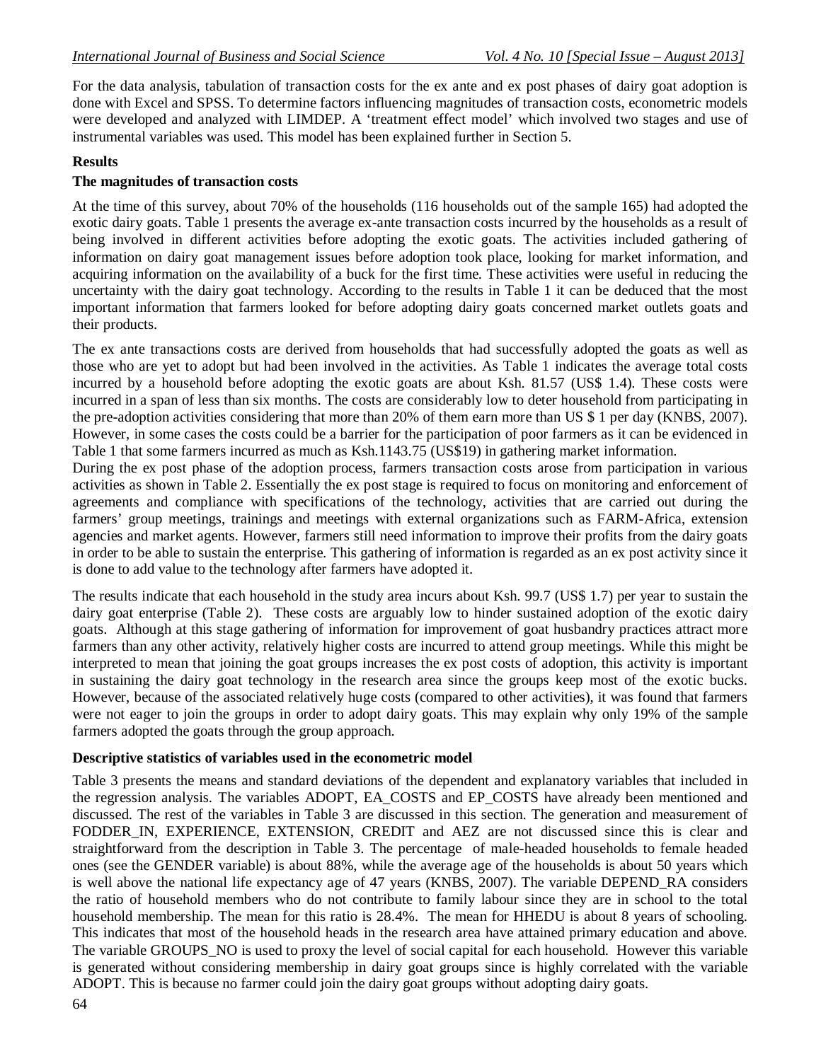For the data analysis, tabulation of transaction costs for the ex ante and ex post phases of dairy goat adoption is done with Excel and SPSS. To determine factors influencing magnitudes of transaction costs, econometric models were developed and analyzed with LIMDEP. A 'treatment effect model' which involved two stages and use of instrumental variables was used. This model has been explained further in Section 5.

## Results

### The magnitudes of transaction costs

At the time of this survey, about 70% of the households (116 households out of the sample 165) had adopted the exotic dairy goats. Table 1 presents the average ex-ante transaction costs incurred by the households as a result of being involved in different activities before adopting the exotic goats. The activities included gathering of information on dairy goat management issues before adoption took place, looking for market information, and acquiring information on the availability of a buck for the first time. These activities were useful in reducing the uncertainty with the dairy goat technology. According to the results in Table 1 it can be deduced that the most important information that farmers looked for before adopting dairy goats concerned market outlets goats and their products.

The ex ante transactions costs are derived from households that had successfully adopted the goats as well as those who are yet to adopt but had been involved in the activities. As Table 1 indicates the average total costs incurred by a household before adopting the exotic goats are about Ksh. 81.57 (US$ 1.4). These costs were incurred in a span of less than six months. The costs are considerably low to deter household from participating in the pre-adoption activities considering that more than 20% of them earn more than US $ 1 per day (KNBS, 2007). However, in some cases the costs could be a barrier for the participation of poor farmers as it can be evidenced in Table 1 that some farmers incurred as much as Ksh.1143.75 (US$19) in gathering market information.

During the ex post phase of the adoption process, farmers transaction costs arose from participation in various activities as shown in Table 2. Essentially the ex post stage is required to focus on monitoring and enforcement of agreements and compliance with specifications of the technology, activities that are carried out during the farmers' group meetings, trainings and meetings with external organizations such as FARM-Africa, extension agencies and market agents. However, farmers still need information to improve their profits from the dairy goats in order to be able to sustain the enterprise. This gathering of information is regarded as an ex post activity since it is done to add value to the technology after farmers have adopted it.

The results indicate that each household in the study area incurs about Ksh. 99.7 (US$ 1.7) per year to sustain the dairy goat enterprise (Table 2). These costs are arguably low to hinder sustained adoption of the exotic dairy goats. Although at this stage gathering of information for improvement of goat husbandry practices attract more farmers than any other activity, relatively higher costs are incurred to attend group meetings. While this might be interpreted to mean that joining the goat groups increases the ex post costs of adoption, this activity is important in sustaining the dairy goat technology in the research area since the groups keep most of the exotic bucks. However, because of the associated relatively huge costs (compared to other activities), it was found that farmers were not eager to join the groups in order to adopt dairy goats. This may explain why only 19% of the sample farmers adopted the goats through the group approach.

### Descriptive statistics of variables used in the econometric model

Table 3 presents the means and standard deviations of the dependent and explanatory variables that included in the regression analysis. The variables ADOPT, EA_COSTS and EP_COSTS have already been mentioned and discussed. The rest of the variables in Table 3 are discussed in this section. The generation and measurement of FODDER_IN, EXPERIENCE, EXTENSION, CREDIT and AEZ are not discussed since this is clear and straightforward from the description in Table 3. The percentage of male-headed households to female headed ones (see the GENDER variable) is about 88%, while the average age of the households is about 50 years which is well above the national life expectancy age of 47 years (KNBS, 2007). The variable DEPEND_RA considers the ratio of household members who do not contribute to family labour since they are in school to the total household membership. The mean for this ratio is 28.4%. The mean for HHEDU is about 8 years of schooling. This indicates that most of the household heads in the research area have attained primary education and above. The variable GROUPS_NO is used to proxy the level of social capital for each household. However this variable is generated without considering membership in dairy goat groups since is highly correlated with the variable ADOPT. This is because no farmer could join the dairy goat groups without adopting dairy goats.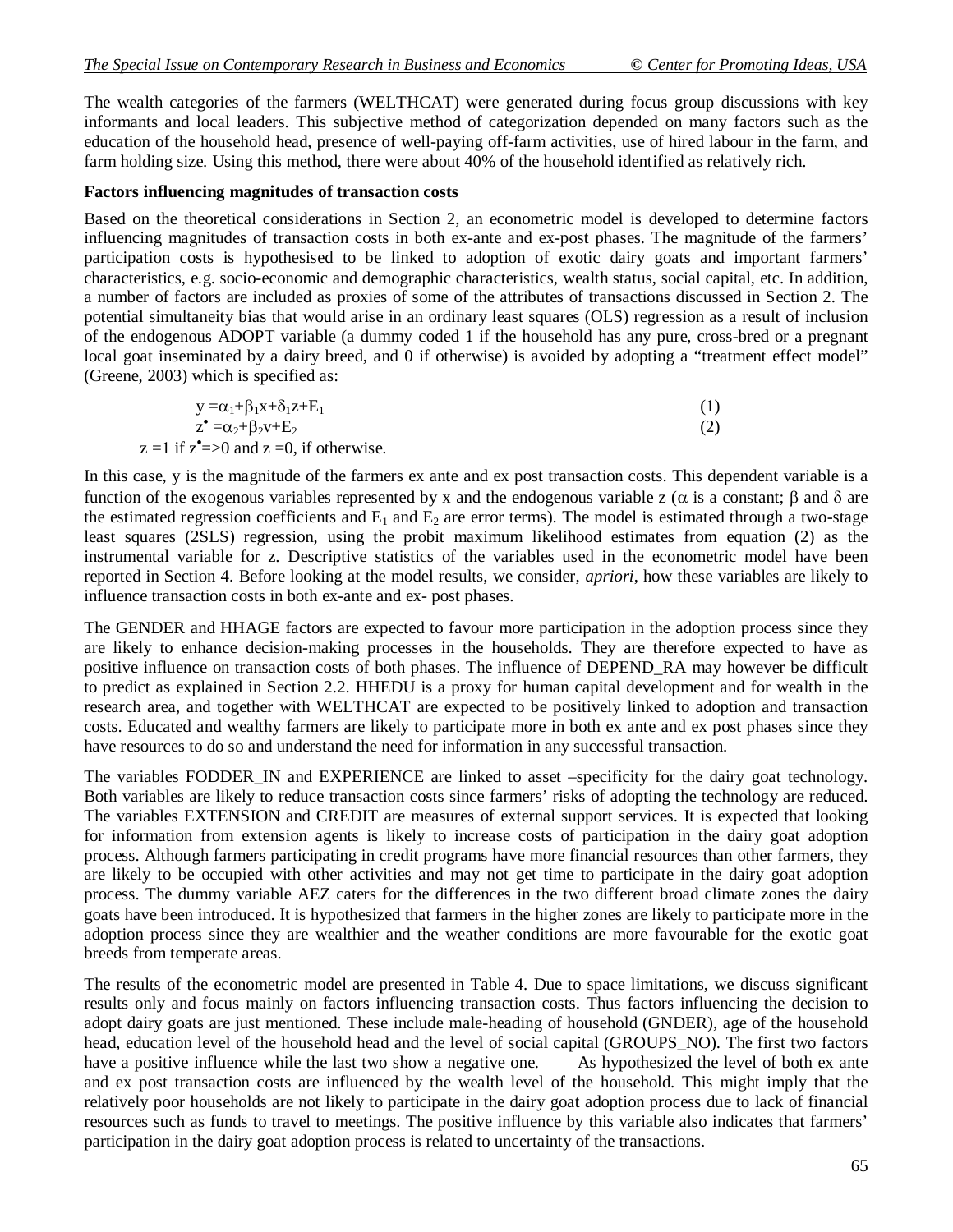The wealth categories of the farmers (WELTHCAT) were generated during focus group discussions with key informants and local leaders. This subjective method of categorization depended on many factors such as the education of the household head, presence of well-paying off-farm activities, use of hired labour in the farm, and farm holding size. Using this method, there were about 40% of the household identified as relatively rich.

**Factors influencing magnitudes of transaction costs**

Based on the theoretical considerations in Section 2, an econometric model is developed to determine factors influencing magnitudes of transaction costs in both ex-ante and ex-post phases. The magnitude of the farmers' participation costs is hypothesised to be linked to adoption of exotic dairy goats and important farmers' characteristics, e.g. socio-economic and demographic characteristics, wealth status, social capital, etc. In addition, a number of factors are included as proxies of some of the attributes of transactions discussed in Section 2. The potential simultaneity bias that would arise in an ordinary least squares (OLS) regression as a result of inclusion of the endogenous ADOPT variable (a dummy coded 1 if the household has any pure, cross-bred or a pregnant local goat inseminated by a dairy breed, and 0 if otherwise) is avoided by adopting a "treatment effect model" (Greene, 2003) which is specified as:

$$y = \alpha_1 + \beta_1 x + \delta_1 z + E_1 \quad (1)$$

$$z^{\bullet} = \alpha_2 + \beta_2 v + E_2 \quad (2)$$

$z = 1$ if $z^{\bullet} => 0$ and $z = 0$, if otherwise.

In this case, y is the magnitude of the farmers ex ante and ex post transaction costs. This dependent variable is a function of the exogenous variables represented by x and the endogenous variable z ($\alpha$ is a constant; $\beta$ and $\delta$ are the estimated regression coefficients and $E_1$ and $E_2$ are error terms). The model is estimated through a two-stage least squares (2SLS) regression, using the probit maximum likelihood estimates from equation (2) as the instrumental variable for z. Descriptive statistics of the variables used in the econometric model have been reported in Section 4. Before looking at the model results, we consider, *apriori*, how these variables are likely to influence transaction costs in both ex-ante and ex- post phases.

The GENDER and HHAGE factors are expected to favour more participation in the adoption process since they are likely to enhance decision-making processes in the households. They are therefore expected to have as positive influence on transaction costs of both phases. The influence of DEPEND_RA may however be difficult to predict as explained in Section 2.2. HHEDU is a proxy for human capital development and for wealth in the research area, and together with WELTHCAT are expected to be positively linked to adoption and transaction costs. Educated and wealthy farmers are likely to participate more in both ex ante and ex post phases since they have resources to do so and understand the need for information in any successful transaction.

The variables FODDER_IN and EXPERIENCE are linked to asset –specificity for the dairy goat technology. Both variables are likely to reduce transaction costs since farmers' risks of adopting the technology are reduced. The variables EXTENSION and CREDIT are measures of external support services. It is expected that looking for information from extension agents is likely to increase costs of participation in the dairy goat adoption process. Although farmers participating in credit programs have more financial resources than other farmers, they are likely to be occupied with other activities and may not get time to participate in the dairy goat adoption process. The dummy variable AEZ caters for the differences in the two different broad climate zones the dairy goats have been introduced. It is hypothesized that farmers in the higher zones are likely to participate more in the adoption process since they are wealthier and the weather conditions are more favourable for the exotic goat breeds from temperate areas.

The results of the econometric model are presented in Table 4. Due to space limitations, we discuss significant results only and focus mainly on factors influencing transaction costs. Thus factors influencing the decision to adopt dairy goats are just mentioned. These include male-heading of household (GNDER), age of the household head, education level of the household head and the level of social capital (GROUPS_NO). The first two factors have a positive influence while the last two show a negative one. As hypothesized the level of both ex ante and ex post transaction costs are influenced by the wealth level of the household. This might imply that the relatively poor households are not likely to participate in the dairy goat adoption process due to lack of financial resources such as funds to travel to meetings. The positive influence by this variable also indicates that farmers' participation in the dairy goat adoption process is related to uncertainty of the transactions.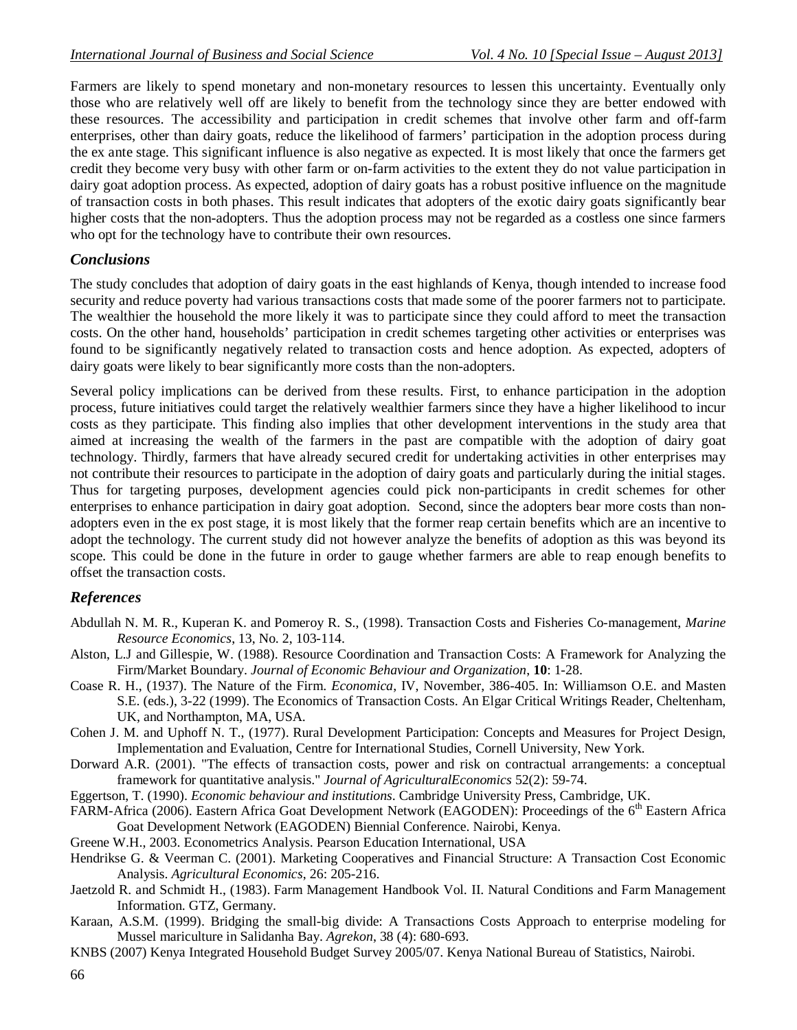Farmers are likely to spend monetary and non-monetary resources to lessen this uncertainty. Eventually only those who are relatively well off are likely to benefit from the technology since they are better endowed with these resources. The accessibility and participation in credit schemes that involve other farm and off-farm enterprises, other than dairy goats, reduce the likelihood of farmers' participation in the adoption process during the ex ante stage. This significant influence is also negative as expected. It is most likely that once the farmers get credit they become very busy with other farm or on-farm activities to the extent they do not value participation in dairy goat adoption process. As expected, adoption of dairy goats has a robust positive influence on the magnitude of transaction costs in both phases. This result indicates that adopters of the exotic dairy goats significantly bear higher costs that the non-adopters. Thus the adoption process may not be regarded as a costless one since farmers who opt for the technology have to contribute their own resources.

## *Conclusions*

The study concludes that adoption of dairy goats in the east highlands of Kenya, though intended to increase food security and reduce poverty had various transactions costs that made some of the poorer farmers not to participate. The wealthier the household the more likely it was to participate since they could afford to meet the transaction costs. On the other hand, households' participation in credit schemes targeting other activities or enterprises was found to be significantly negatively related to transaction costs and hence adoption. As expected, adopters of dairy goats were likely to bear significantly more costs than the non-adopters.

Several policy implications can be derived from these results. First, to enhance participation in the adoption process, future initiatives could target the relatively wealthier farmers since they have a higher likelihood to incur costs as they participate. This finding also implies that other development interventions in the study area that aimed at increasing the wealth of the farmers in the past are compatible with the adoption of dairy goat technology. Thirdly, farmers that have already secured credit for undertaking activities in other enterprises may not contribute their resources to participate in the adoption of dairy goats and particularly during the initial stages. Thus for targeting purposes, development agencies could pick non-participants in credit schemes for other enterprises to enhance participation in dairy goat adoption. Second, since the adopters bear more costs than non-adopters even in the ex post stage, it is most likely that the former reap certain benefits which are an incentive to adopt the technology. The current study did not however analyze the benefits of adoption as this was beyond its scope. This could be done in the future in order to gauge whether farmers are able to reap enough benefits to offset the transaction costs.

## *References*

Abdullah N. M. R., Kuperan K. and Pomeroy R. S., (1998). Transaction Costs and Fisheries Co-management, *Marine Resource Economics*, 13, No. 2, 103-114.

Alston, L.J and Gillespie, W. (1988). Resource Coordination and Transaction Costs: A Framework for Analyzing the Firm/Market Boundary. *Journal of Economic Behaviour and Organization*, **10**: 1-28.

Coase R. H., (1937). The Nature of the Firm. *Economica*, IV, November, 386-405. In: Williamson O.E. and Masten S.E. (eds.), 3-22 (1999). The Economics of Transaction Costs. An Elgar Critical Writings Reader, Cheltenham, UK, and Northampton, MA, USA.

Cohen J. M. and Uphoff N. T., (1977). Rural Development Participation: Concepts and Measures for Project Design, Implementation and Evaluation, Centre for International Studies, Cornell University, New York.

Dorward A.R. (2001). "The effects of transaction costs, power and risk on contractual arrangements: a conceptual framework for quantitative analysis." *Journal of AgriculturalEconomics* 52(2): 59-74.

Eggertson, T. (1990). *Economic behaviour and institutions*. Cambridge University Press, Cambridge, UK.

FARM-Africa (2006). Eastern Africa Goat Development Network (EAGODEN): Proceedings of the 6th Eastern Africa Goat Development Network (EAGODEN) Biennial Conference. Nairobi, Kenya.

Greene W.H., 2003. Econometrics Analysis. Pearson Education International, USA

Hendrikse G. & Veerman C. (2001). Marketing Cooperatives and Financial Structure: A Transaction Cost Economic Analysis. *Agricultural Economics*, 26: 205-216.

Jaetzold R. and Schmidt H., (1983). Farm Management Handbook Vol. II. Natural Conditions and Farm Management Information. GTZ, Germany.

Karaan, A.S.M. (1999). Bridging the small-big divide: A Transactions Costs Approach to enterprise modeling for Mussel mariculture in Salidanha Bay. *Agrekon*, 38 (4): 680-693.

KNBS (2007) Kenya Integrated Household Budget Survey 2005/07. Kenya National Bureau of Statistics, Nairobi.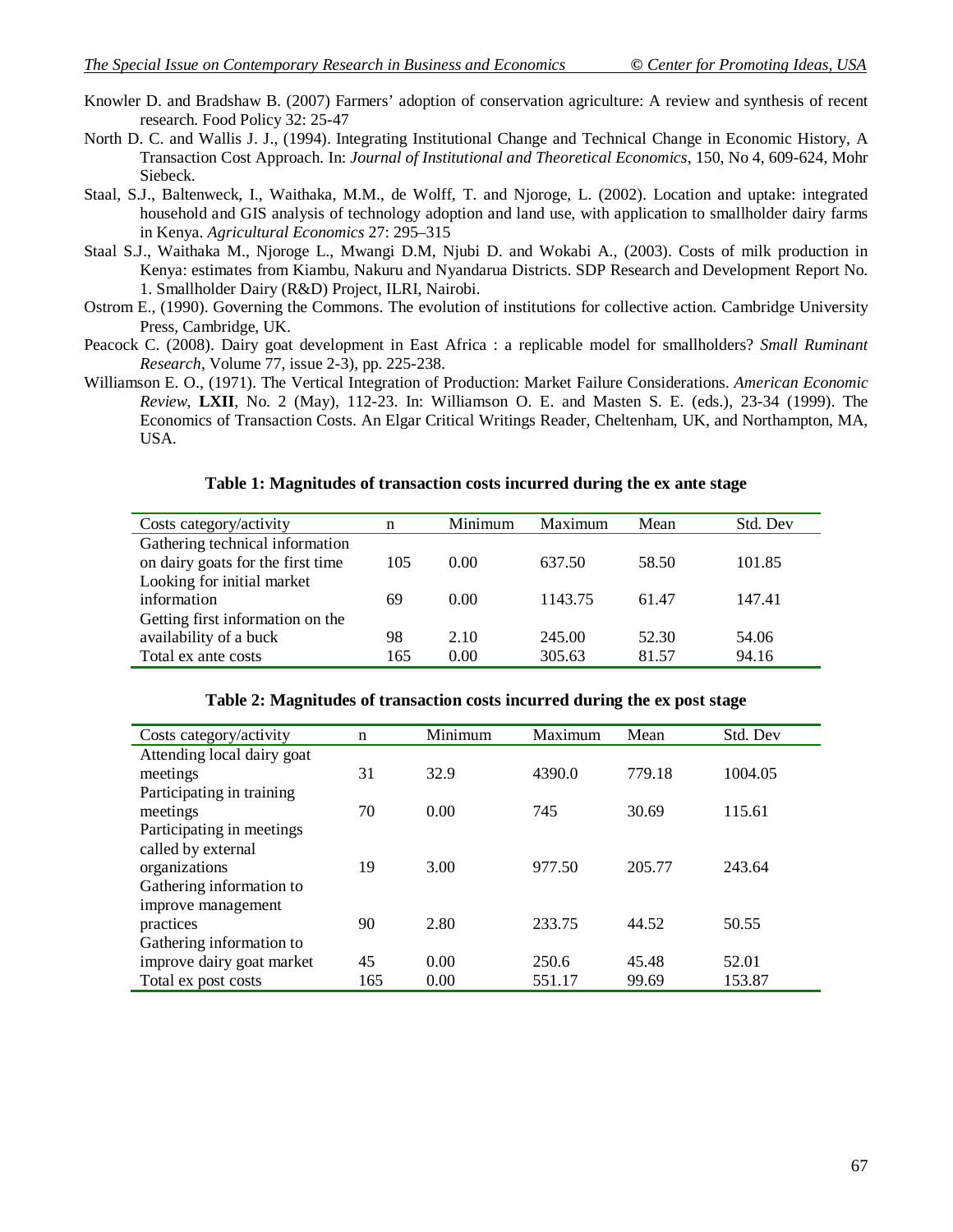Knowler D. and Bradshaw B. (2007) Farmers' adoption of conservation agriculture: A review and synthesis of recent research. Food Policy 32: 25-47

North D. C. and Wallis J. J., (1994). Integrating Institutional Change and Technical Change in Economic History, A Transaction Cost Approach. In: *Journal of Institutional and Theoretical Economics*, 150, No 4, 609-624, Mohr Siebeck.

Staal, S.J., Baltenweck, I., Waithaka, M.M., de Wolff, T. and Njoroge, L. (2002). Location and uptake: integrated household and GIS analysis of technology adoption and land use, with application to smallholder dairy farms in Kenya. *Agricultural Economics* 27: 295–315

Staal S.J., Waithaka M., Njoroge L., Mwangi D.M, Njubi D. and Wokabi A., (2003). Costs of milk production in Kenya: estimates from Kiambu, Nakuru and Nyandarua Districts. SDP Research and Development Report No. 1. Smallholder Dairy (R&D) Project, ILRI, Nairobi.

Ostrom E., (1990). Governing the Commons. The evolution of institutions for collective action. Cambridge University Press, Cambridge, UK.

Peacock C. (2008). Dairy goat development in East Africa : a replicable model for smallholders? *Small Ruminant Research*, Volume 77, issue 2-3), pp. 225-238.

Williamson E. O., (1971). The Vertical Integration of Production: Market Failure Considerations. *American Economic Review*, **LXII**, No. 2 (May), 112-23. In: Williamson O. E. and Masten S. E. (eds.), 23-34 (1999). The Economics of Transaction Costs. An Elgar Critical Writings Reader, Cheltenham, UK, and Northampton, MA, USA.

**Table 1: Magnitudes of transaction costs incurred during the ex ante stage**

| Costs category/activity | n | Minimum | Maximum | Mean | Std. Dev |
|---|---|---|---|---|---|
| Gathering technical information on dairy goats for the first time | 105 | 0.00 | 637.50 | 58.50 | 101.85 |
| Looking for initial market information | 69 | 0.00 | 1143.75 | 61.47 | 147.41 |
| Getting first information on the availability of a buck | 98 | 2.10 | 245.00 | 52.30 | 54.06 |
| Total ex ante costs | 165 | 0.00 | 305.63 | 81.57 | 94.16 |

**Table 2: Magnitudes of transaction costs incurred during the ex post stage**

| Costs category/activity | n | Minimum | Maximum | Mean | Std. Dev |
|---|---|---|---|---|---|
| Attending local dairy goat meetings | 31 | 32.9 | 4390.0 | 779.18 | 1004.05 |
| Participating in training meetings | 70 | 0.00 | 745 | 30.69 | 115.61 |
| Participating in meetings called by external organizations | 19 | 3.00 | 977.50 | 205.77 | 243.64 |
| Gathering information to improve management practices | 90 | 2.80 | 233.75 | 44.52 | 50.55 |
| Gathering information to improve dairy goat market | 45 | 0.00 | 250.6 | 45.48 | 52.01 |
| Total ex post costs | 165 | 0.00 | 551.17 | 99.69 | 153.87 |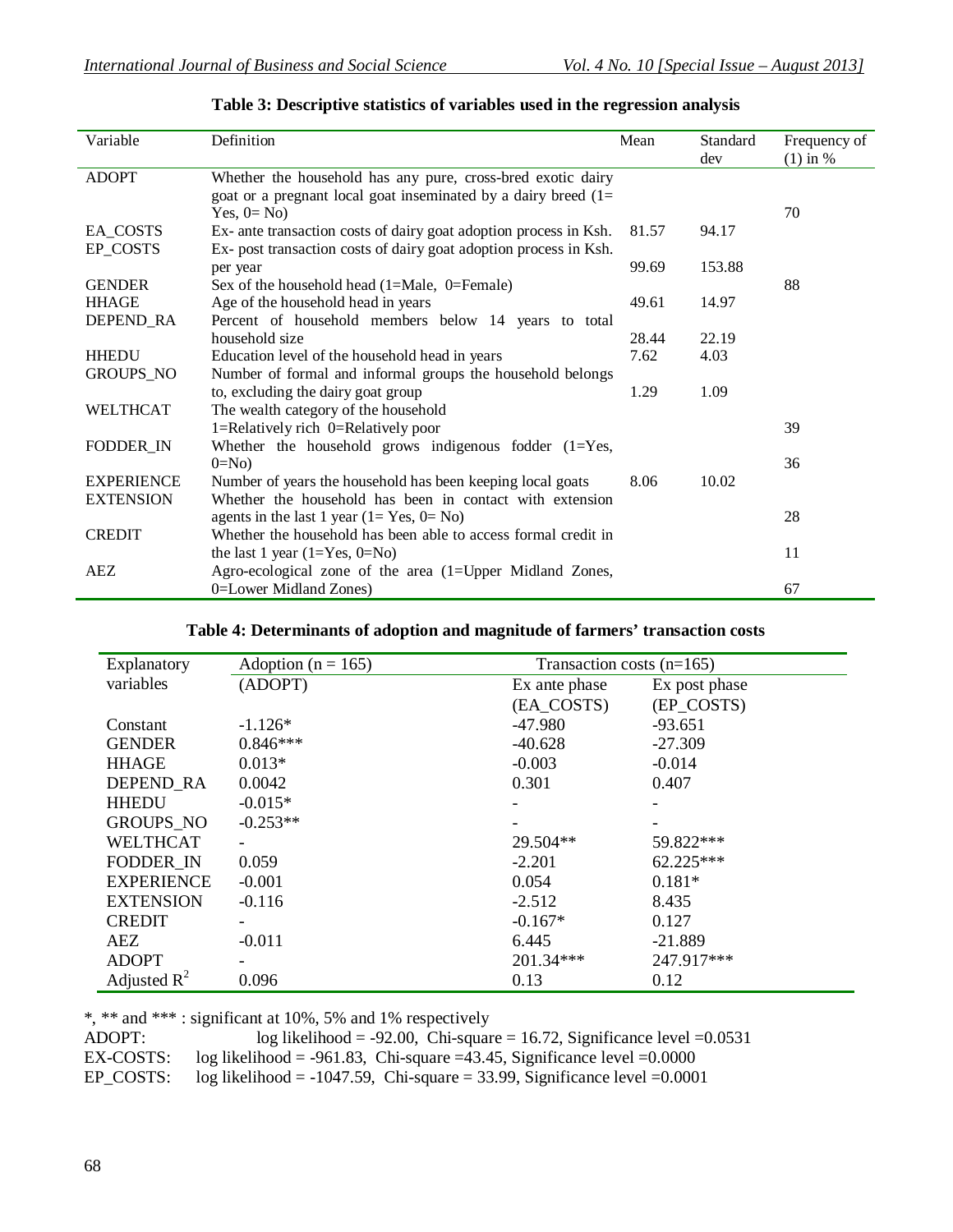**Table 3: Descriptive statistics of variables used in the regression analysis**

| Variable | Definition | Mean | Standard dev | Frequency of (1) in % |
|---|---|---|---|---|
| ADOPT | Whether the household has any pure, cross-bred exotic dairy goat or a pregnant local goat inseminated by a dairy breed (1= Yes, 0= No) | | | 70 |
| EA_COSTS | Ex- ante transaction costs of dairy goat adoption process in Ksh. | 81.57 | 94.17 | |
| EP_COSTS | Ex- post transaction costs of dairy goat adoption process in Ksh. per year | 99.69 | 153.88 | |
| GENDER | Sex of the household head (1=Male, 0=Female) | | | 88 |
| HHAGE | Age of the household head in years | 49.61 | 14.97 | |
| DEPEND_RA | Percent of household members below 14 years to total household size | 28.44 | 22.19 | |
| HHEDU | Education level of the household head in years | 7.62 | 4.03 | |
| GROUPS_NO | Number of formal and informal groups the household belongs to, excluding the dairy goat group | 1.29 | 1.09 | |
| WELTHCAT | The wealth category of the household 1=Relatively rich 0=Relatively poor | | | 39 |
| FODDER_IN | Whether the household grows indigenous fodder (1=Yes, 0=No) | | | 36 |
| EXPERIENCE | Number of years the household has been keeping local goats | 8.06 | 10.02 | |
| EXTENSION | Whether the household has been in contact with extension agents in the last 1 year (1= Yes, 0= No) | | | 28 |
| CREDIT | Whether the household has been able to access formal credit in the last 1 year (1=Yes, 0=No) | | | 11 |
| AEZ | Agro-ecological zone of the area (1=Upper Midland Zones, 0=Lower Midland Zones) | | | 67 |

**Table 4: Determinants of adoption and magnitude of farmers' transaction costs**

| Explanatory variables | Adoption (n = 165) (ADOPT) | Transaction costs (n=165) Ex ante phase (EA_COSTS) | Ex post phase (EP_COSTS) |
|---|---|---|---|
| Constant | -1.126* | -47.980 | -93.651 |
| GENDER | 0.846*** | -40.628 | -27.309 |
| HHAGE | 0.013* | -0.003 | -0.014 |
| DEPEND_RA | 0.0042 | 0.301 | 0.407 |
| HHEDU | -0.015* | - | - |
| GROUPS_NO | -0.253** | - | - |
| WELTHCAT | - | 29.504** | 59.822*** |
| FODDER_IN | 0.059 | -2.201 | 62.225*** |
| EXPERIENCE | -0.001 | 0.054 | 0.181* |
| EXTENSION | -0.116 | -2.512 | 8.435 |
| CREDIT | - | -0.167* | 0.127 |
| AEZ | -0.011 | 6.445 | -21.889 |
| ADOPT | - | 201.34*** | 247.917*** |
| Adjusted $R^2$ | 0.096 | 0.13 | 0.12 |

*, ** and *** : significant at 10%, 5% and 1% respectively

ADOPT: log likelihood = -92.00, Chi-square = 16.72, Significance level =0.0531

EX-COSTS: log likelihood = -961.83, Chi-square =43.45, Significance level =0.0000

EP_COSTS: log likelihood = -1047.59, Chi-square = 33.99, Significance level =0.0001